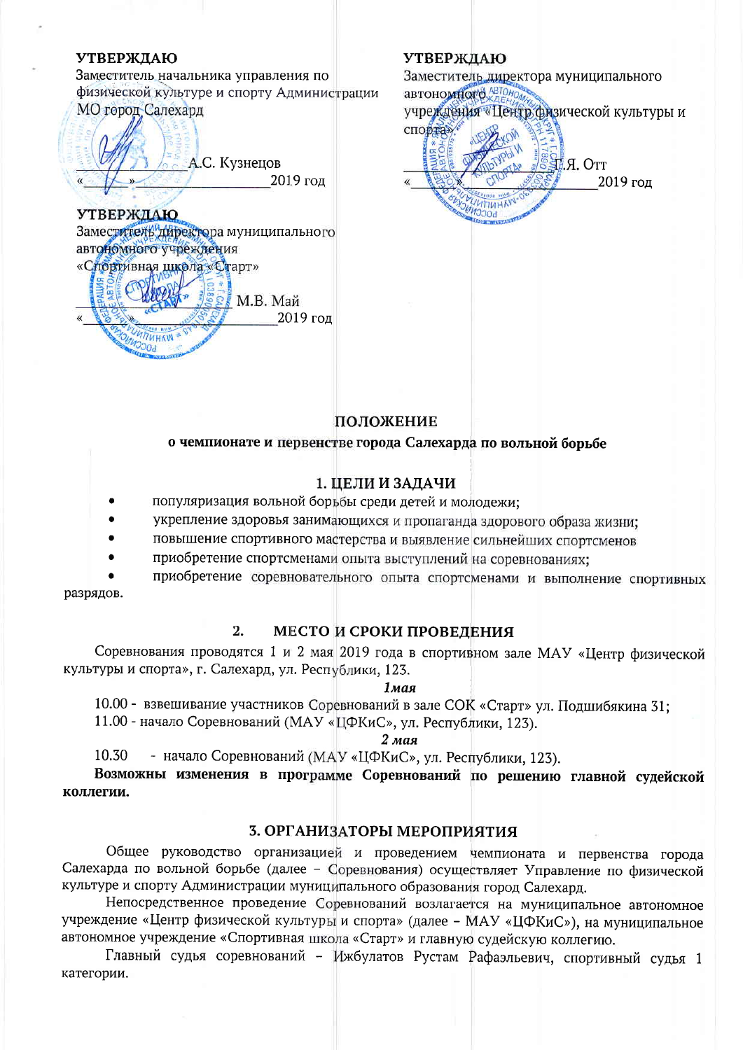**УТВЕРЖДАЮ**
Заместитель начальника управления по физической культуре и спорту Администрации МО город Салехард

_______________ А.С. Кузнецов
«___» _______________ 2019 год

**УТВЕРЖДАЮ**
Заместитель директора муниципального автономного учреждения «Центр физической культуры и спорта»

_______________ Г.Я. Отт
«___» _______________ 2019 год

**УТВЕРЖДАЮ**
Заместитель директора муниципального автономного учреждения «Спортивная школа «Старт»

_______________ М.В. Май
«___» _______________ 2019 год

# ПОЛОЖЕНИЕ

## о чемпионате и первенстве города Салехарда по вольной борьбе

## 1. ЦЕЛИ И ЗАДАЧИ

- популяризация вольной борьбы среди детей и молодежи;
- укрепление здоровья занимающихся и пропаганда здорового образа жизни;
- повышение спортивного мастерства и выявление сильнейших спортсменов
- приобретение спортсменами опыта выступлений на соревнованиях;
- приобретение соревновательного опыта спортсменами и выполнение спортивных разрядов.

## 2. МЕСТО И СРОКИ ПРОВЕДЕНИЯ

Соревнования проводятся 1 и 2 мая 2019 года в спортивном зале МАУ «Центр физической культуры и спорта», г. Салехард, ул. Республики, 123.

*1мая*

10.00 - взвешивание участников Соревнований в зале СОК «Старт» ул. Подшибякина 31;
11.00 - начало Соревнований (МАУ «ЦФКиС», ул. Республики, 123).

*2 мая*

10.30 - начало Соревнований (МАУ «ЦФКиС», ул. Республики, 123).

**Возможны изменения в программе Соревнований по решению главной судейской коллегии.**

## 3. ОРГАНИЗАТОРЫ МЕРОПРИЯТИЯ

Общее руководство организацией и проведением чемпионата и первенства города Салехарда по вольной борьбе (далее – Соревнования) осуществляет Управление по физической культуре и спорту Администрации муниципального образования город Салехард.

Непосредственное проведение Соревнований возлагается на муниципальное автономное учреждение «Центр физической культуры и спорта» (далее – МАУ «ЦФКиС»), на муниципальное автономное учреждение «Спортивная школа «Старт» и главную судейскую коллегию.

Главный судья соревнований – Ижбулатов Рустам Рафаэльевич, спортивный судья 1 категории.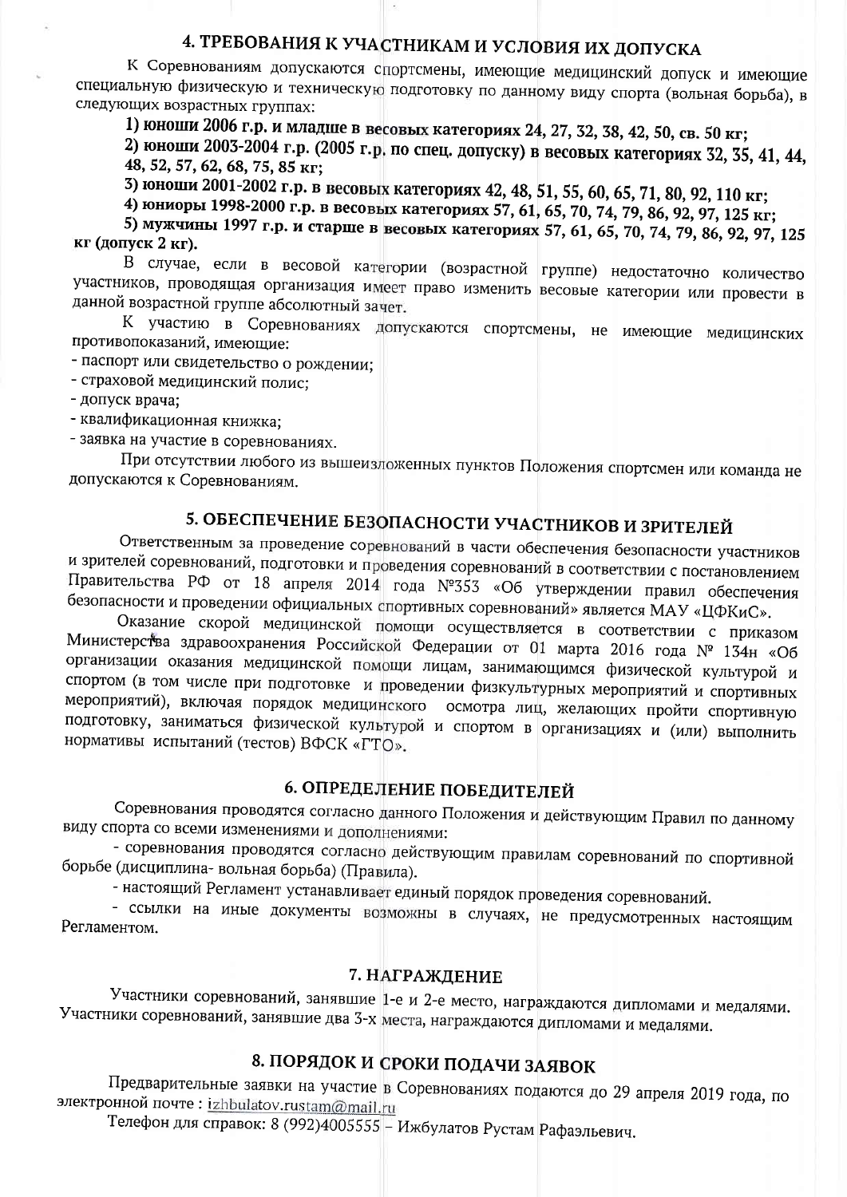## 4. ТРЕБОВАНИЯ К УЧАСТНИКАМ И УСЛОВИЯ ИХ ДОПУСКА

К Соревнованиям допускаются спортсмены, имеющие медицинский допуск и имеющие специальную физическую и техническую подготовку по данному виду спорта (вольная борьба), в следующих возрастных группах:

**1) юноши 2006 г.р. и младше в весовых категориях 24, 27, 32, 38, 42, 50, св. 50 кг;**

**2) юноши 2003-2004 г.р. (2005 г.р. по спец. допуску) в весовых категориях 32, 35, 41, 44, 48, 52, 57, 62, 68, 75, 85 кг;**

**3) юноши 2001-2002 г.р. в весовых категориях 42, 48, 51, 55, 60, 65, 71, 80, 92, 110 кг;**

**4) юниоры 1998-2000 г.р. в весовых категориях 57, 61, 65, 70, 74, 79, 86, 92, 97, 125 кг;**

**5) мужчины 1997 г.р. и старше в весовых категориях 57, 61, 65, 70, 74, 79, 86, 92, 97, 125 кг (допуск 2 кг).**

В случае, если в весовой категории (возрастной группе) недостаточно количество участников, проводящая организация имеет право изменить весовые категории или провести в данной возрастной группе абсолютный зачет.

К участию в Соревнованиях допускаются спортсмены, не имеющие медицинских противопоказаний, имеющие:

- паспорт или свидетельство о рождении;
- страховой медицинский полис;
- допуск врача;
- квалификационная книжка;
- заявка на участие в соревнованиях.

При отсутствии любого из вышеизложенных пунктов Положения спортсмен или команда не допускаются к Соревнованиям.

## 5. ОБЕСПЕЧЕНИЕ БЕЗОПАСНОСТИ УЧАСТНИКОВ И ЗРИТЕЛЕЙ

Ответственным за проведение соревнований в части обеспечения безопасности участников и зрителей соревнований, подготовки и проведения соревнований в соответствии с постановлением Правительства РФ от 18 апреля 2014 года №353 «Об утверждении правил обеспечения безопасности и проведении официальных спортивных соревнований» является МАУ «ЦФКиС».

Оказание скорой медицинской помощи осуществляется в соответствии с приказом Министерства здравоохранения Российской Федерации от 01 марта 2016 года № 134н «Об организации оказания медицинской помощи лицам, занимающимся физической культурой и спортом (в том числе при подготовке и проведении физкультурных мероприятий и спортивных мероприятий), включая порядок медицинского осмотра лиц, желающих пройти спортивную подготовку, заниматься физической культурой и спортом в организациях и (или) выполнить нормативы испытаний (тестов) ВФСК «ГТО».

## 6. ОПРЕДЕЛЕНИЕ ПОБЕДИТЕЛЕЙ

Соревнования проводятся согласно данного Положения и действующим Правил по данному виду спорта со всеми изменениями и дополнениями:

- соревнования проводятся согласно действующим правилам соревнований по спортивной борьбе (дисциплина- вольная борьба) (Правила).
- настоящий Регламент устанавливает единый порядок проведения соревнований.
- ссылки на иные документы возможны в случаях, не предусмотренных настоящим Регламентом.

## 7. НАГРАЖДЕНИЕ

Участники соревнований, занявшие 1-е и 2-е место, награждаются дипломами и медалями. Участники соревнований, занявшие два 3-х места, награждаются дипломами и медалями.

## 8. ПОРЯДОК И СРОКИ ПОДАЧИ ЗАЯВОК

Предварительные заявки на участие в Соревнованиях подаются до 29 апреля 2019 года, по электронной почте : izhbulatov.rustam@mail.ru

Телефон для справок: 8 (992)4005555 – Ижбулатов Рустам Рафаэльевич.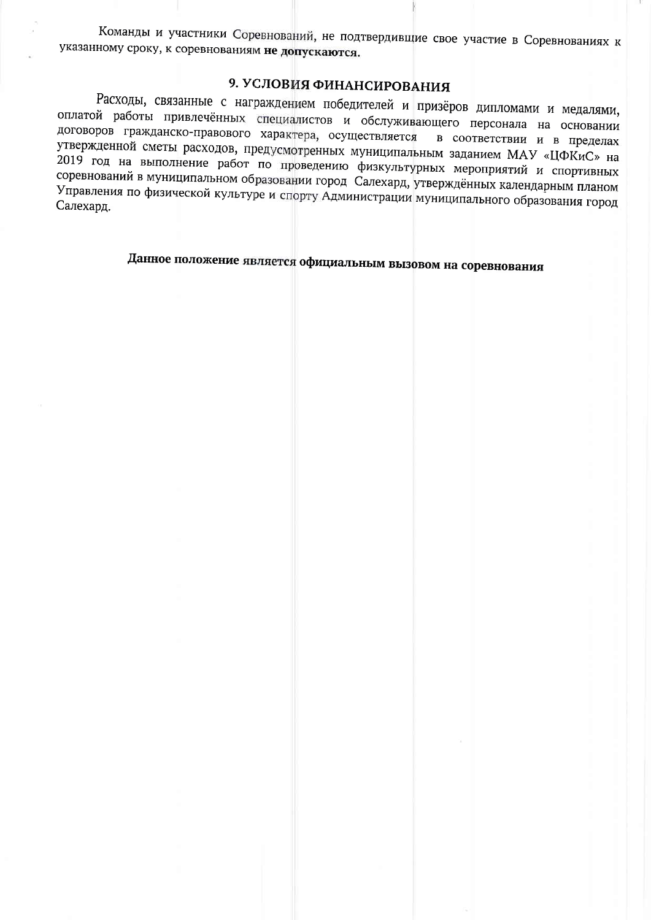Команды и участники Соревнований, не подтвердившие свое участие в Соревнованиях к указанному сроку, к соревнованиям **не допускаются.**

## 9. УСЛОВИЯ ФИНАНСИРОВАНИЯ

Расходы, связанные с награждением победителей и призёров дипломами и медалями, оплатой работы привлечённых специалистов и обслуживающего персонала на основании договоров гражданско-правового характера, осуществляется в соответствии и в пределах утвержденной сметы расходов, предусмотренных муниципальным заданием МАУ «ЦФКиС» на 2019 год на выполнение работ по проведению физкультурных мероприятий и спортивных соревнований в муниципальном образовании город Салехард, утверждённых календарным планом Управления по физической культуре и спорту Администрации муниципального образования город Салехард.

**Данное положение является официальным вызовом на соревнования**